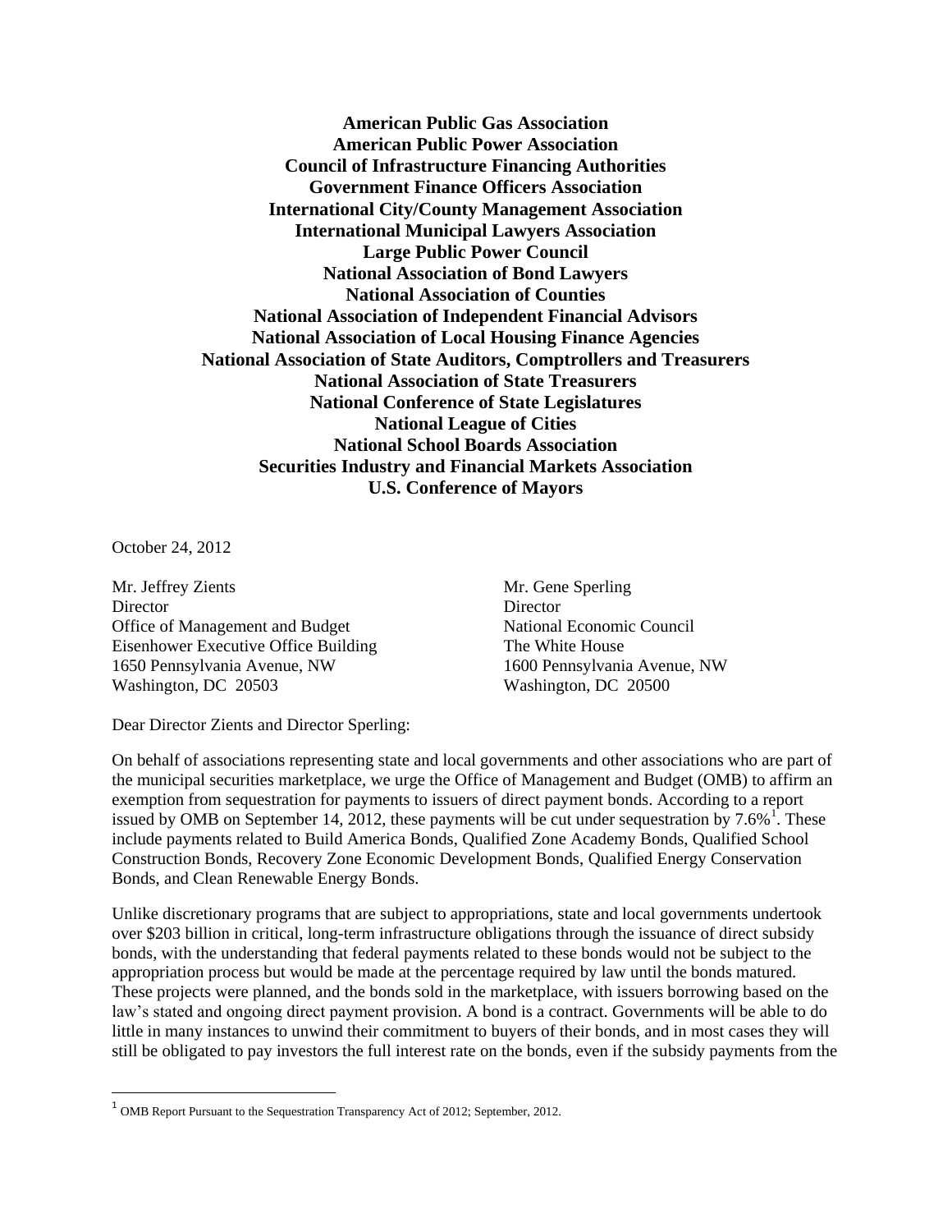**American Public Gas Association**
**American Public Power Association**
**Council of Infrastructure Financing Authorities**
**Government Finance Officers Association**
**International City/County Management Association**
**International Municipal Lawyers Association**
**Large Public Power Council**
**National Association of Bond Lawyers**
**National Association of Counties**
**National Association of Independent Financial Advisors**
**National Association of Local Housing Finance Agencies**
**National Association of State Auditors, Comptrollers and Treasurers**
**National Association of State Treasurers**
**National Conference of State Legislatures**
**National League of Cities**
**National School Boards Association**
**Securities Industry and Financial Markets Association**
**U.S. Conference of Mayors**

October 24, 2012

Mr. Jeffrey Zients
Director
Office of Management and Budget
Eisenhower Executive Office Building
1650 Pennsylvania Avenue, NW
Washington, DC 20503

Mr. Gene Sperling
Director
National Economic Council
The White House
1600 Pennsylvania Avenue, NW
Washington, DC 20500

Dear Director Zients and Director Sperling:

On behalf of associations representing state and local governments and other associations who are part of the municipal securities marketplace, we urge the Office of Management and Budget (OMB) to affirm an exemption from sequestration for payments to issuers of direct payment bonds. According to a report issued by OMB on September 14, 2012, these payments will be cut under sequestration by 7.6%[1]. These include payments related to Build America Bonds, Qualified Zone Academy Bonds, Qualified School Construction Bonds, Recovery Zone Economic Development Bonds, Qualified Energy Conservation Bonds, and Clean Renewable Energy Bonds.

Unlike discretionary programs that are subject to appropriations, state and local governments undertook over $203 billion in critical, long-term infrastructure obligations through the issuance of direct subsidy bonds, with the understanding that federal payments related to these bonds would not be subject to the appropriation process but would be made at the percentage required by law until the bonds matured. These projects were planned, and the bonds sold in the marketplace, with issuers borrowing based on the law's stated and ongoing direct payment provision. A bond is a contract. Governments will be able to do little in many instances to unwind their commitment to buyers of their bonds, and in most cases they will still be obligated to pay investors the full interest rate on the bonds, even if the subsidy payments from the

[1] OMB Report Pursuant to the Sequestration Transparency Act of 2012; September, 2012.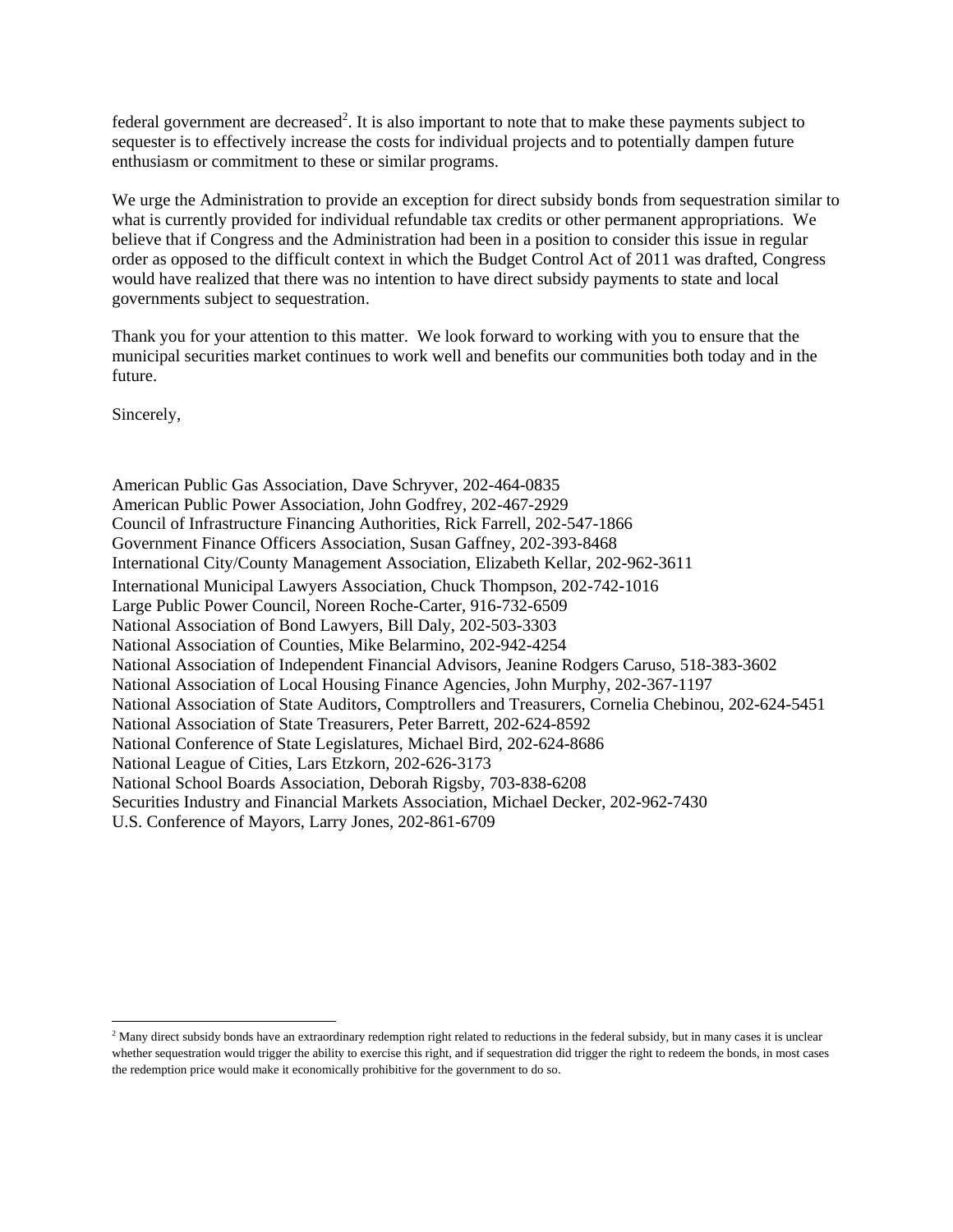federal government are decreased[2]. It is also important to note that to make these payments subject to sequester is to effectively increase the costs for individual projects and to potentially dampen future enthusiasm or commitment to these or similar programs.

We urge the Administration to provide an exception for direct subsidy bonds from sequestration similar to what is currently provided for individual refundable tax credits or other permanent appropriations. We believe that if Congress and the Administration had been in a position to consider this issue in regular order as opposed to the difficult context in which the Budget Control Act of 2011 was drafted, Congress would have realized that there was no intention to have direct subsidy payments to state and local governments subject to sequestration.

Thank you for your attention to this matter. We look forward to working with you to ensure that the municipal securities market continues to work well and benefits our communities both today and in the future.

Sincerely,

American Public Gas Association, Dave Schryver, 202-464-0835
American Public Power Association, John Godfrey, 202-467-2929
Council of Infrastructure Financing Authorities, Rick Farrell, 202-547-1866
Government Finance Officers Association, Susan Gaffney, 202-393-8468
International City/County Management Association, Elizabeth Kellar, 202-962-3611
International Municipal Lawyers Association, Chuck Thompson, 202-742-1016
Large Public Power Council, Noreen Roche-Carter, 916-732-6509
National Association of Bond Lawyers, Bill Daly, 202-503-3303
National Association of Counties, Mike Belarmino, 202-942-4254
National Association of Independent Financial Advisors, Jeanine Rodgers Caruso, 518-383-3602
National Association of Local Housing Finance Agencies, John Murphy, 202-367-1197
National Association of State Auditors, Comptrollers and Treasurers, Cornelia Chebinou, 202-624-5451
National Association of State Treasurers, Peter Barrett, 202-624-8592
National Conference of State Legislatures, Michael Bird, 202-624-8686
National League of Cities, Lars Etzkorn, 202-626-3173
National School Boards Association, Deborah Rigsby, 703-838-6208
Securities Industry and Financial Markets Association, Michael Decker, 202-962-7430
U.S. Conference of Mayors, Larry Jones, 202-861-6709

[2] Many direct subsidy bonds have an extraordinary redemption right related to reductions in the federal subsidy, but in many cases it is unclear whether sequestration would trigger the ability to exercise this right, and if sequestration did trigger the right to redeem the bonds, in most cases the redemption price would make it economically prohibitive for the government to do so.